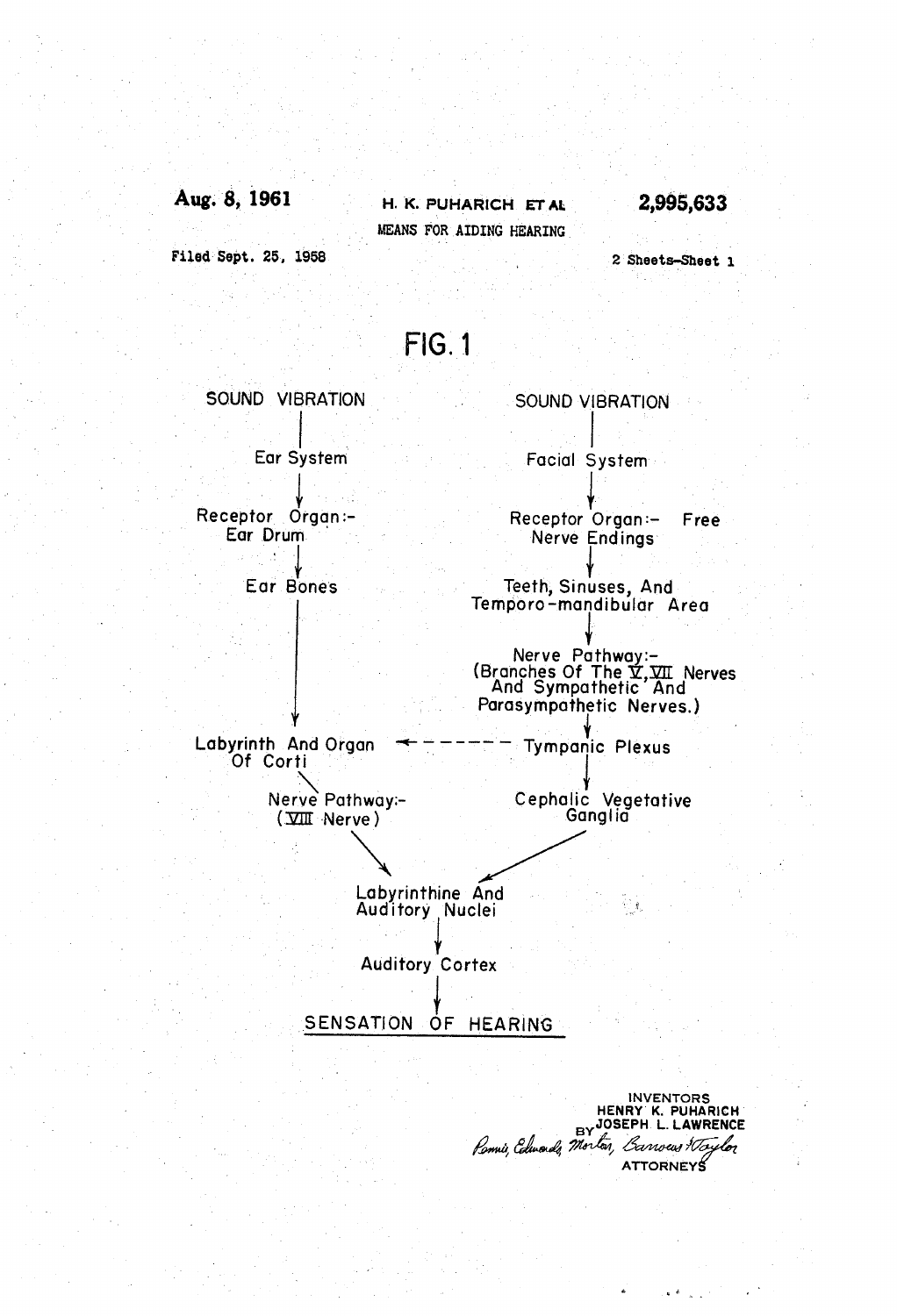Aug. 8, 1961

H. K. PUHARICH ET AL

2,995,633

MEANS FOR AIDING HEARING

Filed Sept. 25, 1958

2 Sheets-Sheet 1

# FIG. 1

SOUND VIBRATION → Ear System → Receptor Organ:- Ear Drum → Ear Bones → Labyrinth And Organ Of Corti → Nerve Pathway:- (VIII Nerve) → Labyrinthine And Auditory Nuclei

SOUND VIBRATION → Facial System → Receptor Organ:- Free Nerve Endings → Teeth, Sinuses, And Temporo-mandibular Area → Nerve Pathway:- (Branches Of The V, VII Nerves And Sympathetic And Parasympathetic Nerves.) → Tympanic Plexus → Cephalic Vegetative Ganglia → Labyrinthine And Auditory Nuclei

Tympanic Plexus - - - → Labyrinth And Organ Of Corti

Labyrinthine And Auditory Nuclei → Auditory Cortex → SENSATION OF HEARING

INVENTORS
HENRY K. PUHARICH
JOSEPH L. LAWRENCE

BY Pennie, Edmonds, Morton, Barrows & Taylor
ATTORNEYS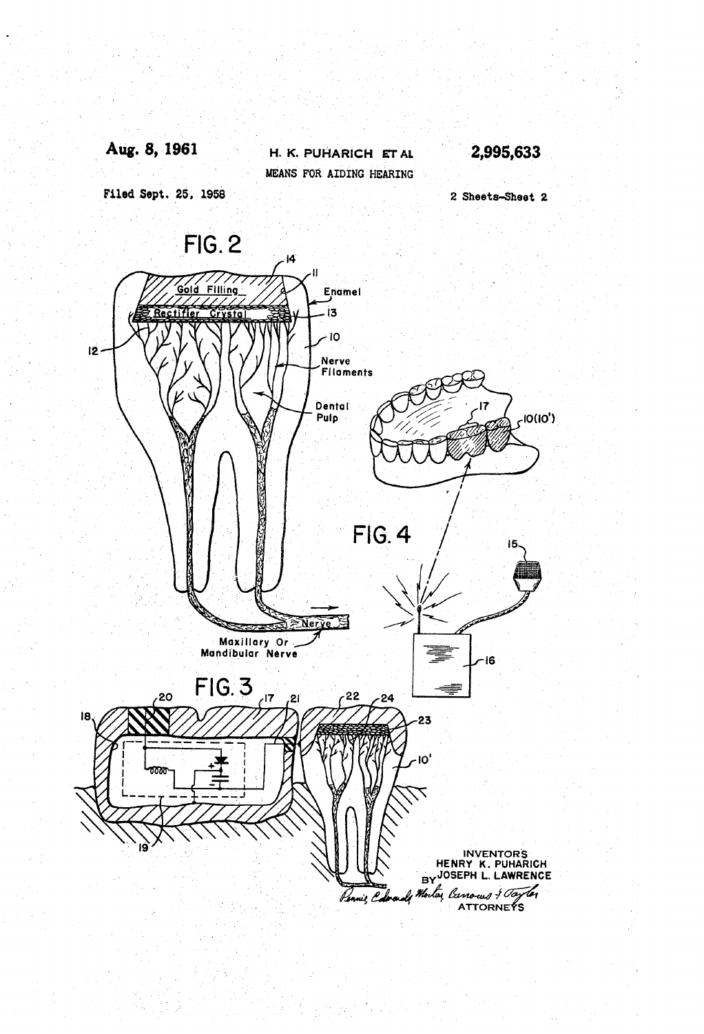Aug. 8, 1961

H. K. PUHARICH ET AL

2,995,633

MEANS FOR AIDING HEARING

Filed Sept. 25, 1958

2 Sheets-Sheet 2

FIG. 2

14

11

Gold Filling

Enamel

Rectifier Crystal

13

12

10

Nerve Filaments

Dental Pulp

Nerve

Maxillary Or Mandibular Nerve

17

10(10')

FIG. 4

15

16

FIG. 3

20

17

21

22

24

18

23

10'

19

INVENTORS
HENRY K. PUHARICH
BY JOSEPH L. LAWRENCE

Pennie, Edmonds, Morton, Barrows & Taylor
ATTORNEYS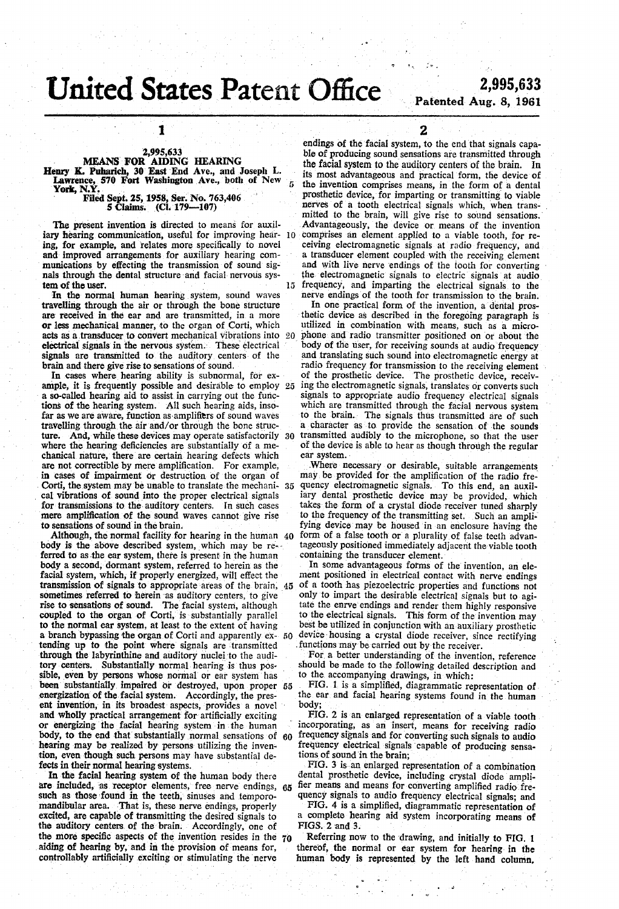# United States Patent Office

**2,995,633**
**Patented Aug. 8, 1961**

## 2,995,633
## MEANS FOR AIDING HEARING

Henry K. Puharich, 30 East End Ave., and Joseph L. Lawrence, 570 Fort Washington Ave., both of New York, N.Y.

Filed Sept. 25, 1958, Ser. No. 763,406
5 Claims. (Cl. 179—107)

The present invention is directed to means for auxiliary hearing communication, useful for improving hearing, for example, and relates more specifically to novel and improved arrangements for auxiliary hearing communications by effecting the transmission of sound signals through the dental structure and facial nervous system of the user.

In the normal human hearing system, sound waves travelling through the air or through the bone structure are received in the ear and are transmitted, in a more or less mechanical manner, to the organ of Corti, which acts as a transducer to convert mechanical vibrations into electrical signals in the nervous system. These electrical signals are transmitted to the auditory centers of the brain and there give rise to sensations of sound.

In cases where hearing ability is subnormal, for example, it is frequently possible and desirable to employ a so-called hearing aid to assist in carrying out the functions of the hearing system. All such hearing aids, insofar as we are aware, function as amplifiers of sound waves travelling through the air and/or through the bone structure. And, while these devices may operate satisfactorily where the hearing deficiencies are substantially of a mechanical nature, there are certain hearing defects which are not correctible by mere amplification. For example, in cases of impairment or destruction of the organ of Corti, the system may be unable to translate the mechanical vibrations of sound into the proper electrical signals for transmissions to the auditory centers. In such cases mere amplification of the sound waves cannot give rise to sensations of sound in the brain.

Although, the normal facility for hearing in the human body is the above described system, which may be referred to as the ear system, there is present in the human body a second, dormant system, referred to herein as the facial system, which, if properly energized, will effect the transmission of signals to appropriate areas of the brain, sometimes referred to herein as auditory centers, to give rise to sensations of sound. The facial system, although coupled to the organ of Corti, is substantially parallel to the normal ear system, at least to the extent of having a branch bypassing the organ of Corti and apparently extending up to the point where signals are transmitted through the labyrinthine and auditory nuclei to the auditory centers. Substantially normal hearing is thus possible, even by persons whose normal or ear system has been substantially impaired or destroyed, upon proper energization of the facial system. Accordingly, the present invention, in its broadest aspects, provides a novel and wholly practical arrangement for artificially exciting or energizing the facial hearing system in the human body, to the end that substantially normal sensations of hearing may be realized by persons utilizing the invention, even though such persons may have substantial defects in their normal hearing systems.

In the facial hearing system of the human body there are included, as receptor elements, free nerve endings, such as those found in the teeth, sinuses and temporomandibular area. That is, these nerve endings, properly excited, are capable of transmitting the desired signals to the auditory centers of the brain. Accordingly, one of the more specific aspects of the invention resides in the aiding of hearing by, and in the provision of means for, controllably artificially exciting or stimulating the nerve endings of the facial system, to the end that signals capable of producing sound sensations are transmitted through the facial system to the auditory centers of the brain. In its most advantageous and practical form, the device of the invention comprises means, in the form of a dental prosthetic device, for imparting or transmitting to viable nerves of a tooth electrical signals which, when transmitted to the brain, will give rise to sound sensations. Advantageously, the device or means of the invention comprises an element applied to a viable tooth, for receiving electromagnetic signals at radio frequency, and a transducer element coupled with the receiving element and with live nerve endings of the tooth for converting the electromagnetic signals to electric signals at audio frequency, and imparting the electrical signals to the nerve endings of the tooth for transmission to the brain.

In one practical form of the invention, a dental prosthetic device as described in the foregoing paragraph is utilized in combination with means, such as a microphone and radio transmitter positioned on or about the body of the user, for receiving sounds at audio frequency and translating such sound into electromagnetic energy at radio frequency for transmission to the receiving element of the prosthetic device. The prosthetic device, receiving the electromagnetic signals, translates or converts such signals to appropriate audio frequency electrical signals which are transmitted through the facial nervous system to the brain. The signals thus transmitted are of such a character as to provide the sensation of the sounds transmitted audibly to the microphone, so that the user of the device is able to hear as though through the regular ear system.

Where necessary or desirable, suitable arrangements may be provided for the amplification of the radio frequency electromagnetic signals. To this end, an auxiliary dental prosthetic device may be provided, which takes the form of a crystal diode receiver tuned sharply to the frequency of the transmitting set. Such an amplifying device may be housed in an enclosure having the form of a false tooth or a plurality of false teeth advantageously positioned immediately adjacent the viable tooth containing the transducer element.

In some advantageous forms of the invention, an element positioned in electrical contact with nerve endings of a tooth has piezoelectric properties and functions not only to impart the desirable electrical signals but to agitate the enrve endings and render them highly responsive to the electrical signals. This form of the invention may best be utilized in conjunction with an auxiliary prosthetic device housing a crystal diode receiver, since rectifying functions may be carried out by the receiver.

For a better understanding of the invention, reference should be made to the following detailed description and to the accompanying drawings, in which:

FIG. 1 is a simplified, diagrammatic representation of the ear and facial hearing systems found in the human body;

FIG. 2 is an enlarged representation of a viable tooth incorporating, as an insert, means for receiving radio frequency signals and for converting such signals to audio frequency electrical signals capable of producing sensations of sound in the brain;

FIG. 3 is an enlarged representation of a combination dental prosthetic device, including crystal diode amplifier means and means for converting amplified radio frequency signals to audio frequency electrical signals; and

FIG. 4 is a simplified, diagrammatic representation of a complete hearing aid system incorporating means of FIGS. 2 and 3.

Referring now to the drawing, and initially to FIG. 1 thereof, the normal or ear system for hearing in the human body is represented by the left hand column.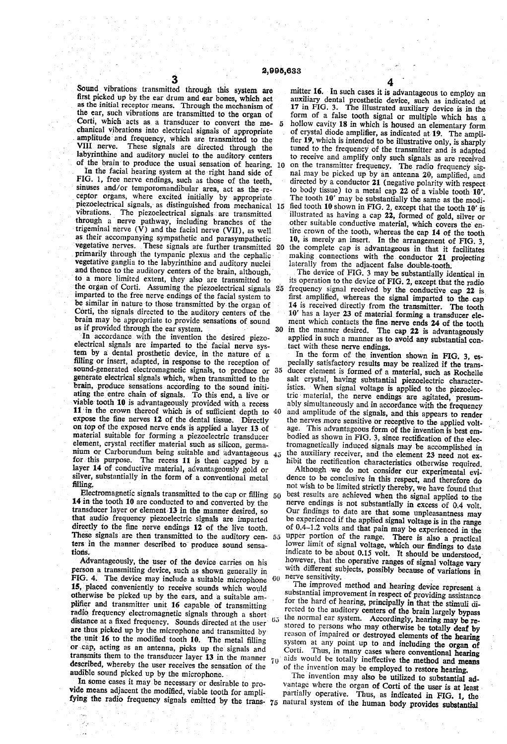Sound vibrations transmitted through this system are first picked up by the ear drum and ear bones, which act as the initial receptor means. Through the mechanism of the ear, such vibrations are transmitted to the organ of Corti, which acts as a transducer to convert the mechanical vibrations into electrical signals of appropriate amplitude and frequency, which are transmitted to the VIII nerve. These signals are directed through the labyrinthine and auditory nuclei to the auditory centers of the brain to produce the usual sensation of hearing.

In the facial hearing system at the right hand side of FIG. 1, free nerve endings, such as those of the teeth, sinuses and/or temporomandibular area, act as the receptor organs, where excited initially by appropriate piezoelectrical signals, as distinguished from mechanical vibrations. The piezoelectrical signals are transmitted through a nerve pathway, including branches of the trigeminal nerve (V) and the facial nerve (VII), as well as their accompanying sympathetic and parasympathetic vegetative nerves. These signals are further transmitted primarily through the tympanic plexus and the cephalic vegetative ganglia to the labyrinthine and auditory nuclei and thence to the auditory centers of the brain, although, to a more limited extent, they also are transmitted to the organ of Corti. Assuming the piezoelectrical signals imparted to the free nerve endings of the facial system to be similar in nature to those transmitted by the organ of Corti, the signals directed to the auditory centers of the brain may be appropriate to provide sensations of sound as if provided through the ear system.

In accordance with the invention the desired piezoelectrical signals are imparted to the facial nerve system by a dental prosthetic device, in the nature of a filling or insert, adapted, in response to the reception of sound-generated electromagnetic signals, to produce or generate electrical signals which, when transmitted to the brain, produce sensations according to the sound initiating the entire chain of signals. To this end, a live or viable tooth **10** is advantageously provided with a recess **11** in the crown thereof which is of sufficient depth to expose the fine nerves **12** of the dental tissue. Directly on top of the exposed nerve ends is applied a layer **13** of material suitable for forming a piezoelectric transducer element, crystal rectifier material such as silicon, germanium or Carborundum being suitable and advantageous for this purpose. The recess **11** is then capped by a layer **14** of conductive material, advantageously gold or silver, substantially in the form of a conventional metal filling.

Electromagnetic signals transmitted to the cap or filling **14** in the tooth **10** are conducted to and converted by the transducer layer or element **13** in the manner desired, so that audio frequency piezoelectric signals are imparted directly to the fine nerve endings **12** of the live tooth. These signals are then transmitted to the auditory centers in the manner described to produce sound sensations.

Advantageously, the user of the device carries on his person a transmitting device, such as shown generally in FIG. 4. The device may include a suitable microphone **15**, placed conveniently to receive sounds which would otherwise be picked up by the ears, and a suitable amplifier and transmitter unit **16** capable of transmitting radio frequency electromagnetic signals through a short distance at a fixed frequency. Sounds directed at the user are thus picked up by the microphone and transmitted by the unit **16** to the modified tooth **10**. The metal filling or cap, acting as an antenna, picks up the signals and transmits them to the transducer layer **13** in the manner described, whereby the user receives the sensation of the audible sound picked up by the microphone.

In some cases it may be necessary or desirable to provide means adjacent the modified, viable tooth for amplifying the radio frequency signals emitted by the transmitter **16**. In such cases it is advantageous to employ an auxiliary dental piezoelectric device, such as indicated at **17** in FIG. 3. The illustrated auxiliary device is in the form of a false tooth signal or multiple which has a hollow cavity **18** in which is housed an elementary form of crystal diode amplifier, as indicated at **19**. The amplifier **19**, which is intended to be illustrative only, is sharply tuned to the frequency of the transmitter and is adapted to receive and amplify only such signals as are received on the transmitter frequency. The radio frequency signal may be picked up by an antenna **20**, amplified, and directed by a conductor **21** (negative polarity with respect to body tissue) to a metal cap **22** of a viable tooth **10'**. The tooth **10'** may be substantially the same as the modified tooth **10** shown in FIG. 2, except that the tooth **10'** is illustrated as having a cap **22**, formed of gold, silver or other suitable conductive material, which covers the entire crown of the tooth, whereas the cap **14** of the tooth **10**, is merely an insert. In the arrangement of FIG. 3, the complete cap is advantageous in that it facilitates making connections with the conductor **21** projecting laterally from the adjacent false double-tooth.

The device of FIG. 3 may be substantially identical in its operation to the device of FIG. 2, except that the radio frequency signal received by the conductive cap **22** is first amplified, whereas the signal imparted to the cap **14** is received directly from the transmitter. The tooth **10'** has a layer **23** of material forming a transducer element which contacts the fine nerve ends **24** of the tooth in the manner desired. The cap **22** is advantageously applied in such a manner as to avoid any substantial contact with these nerve endings.

In the form of the invention shown in FIG. 3, especially satisfactory results may be realized if the transducer element is formed of a material, such as Rochelle salt crystal, having substantial piezoelectric characteristics. When signal voltage is applied to the piezoelectric material, the nerve endings are agitated, presumably simultaneously and in accordance with the frequency and amplitude of the signals, and this appears to render the nerves more sensitive or receptive to the applied voltage. This advantageous form of the invention is best embodied as shown in FIG. 3, since rectification of the electromagnetically induced signals may be accomplished in the auxiliary receiver, and the element **23** need not exhibit the rectification characteristics otherwise required.

Although we do not consider our experimental evidence to be conclusive in this respect, and therefore do not wish to be limited strictly thereby, we have found that best results are achieved when the signal applied to the nerve endings is not substantially in excess of 0.4 volt. Our findings to date are that some unpleasantness may be experienced if the applied signal voltage is in the range of 0.4–1.2 volts and that pain may be experienced in the upper portion of the range. There is also a practical lower limit of signal voltage, which our findings to date indicate to be about 0.15 volt. It should be understood, however, that the operative ranges of signal voltage vary with different subjects, possibly because of variations in nerve sensitivity.

The improved method and hearing device represent a substantial improvement in respect of providing assistance for the hard of hearing, principally in that the stimuli directed to the auditory centers of the brain largely bypass the normal ear system. Accordingly, hearing may be restored to persons who may otherwise be totally deaf by reason of impaired or destroyed elements of the hearing system at any point up to and including the organ of Corti. Thus, in many cases where conventional hearing aids would be totally ineffective the method and means of the invention may be employed to restore hearing.

The invention may also be utilized to substantial advantage where the organ of Corti of the user is at least partially operative. Thus, as indicated in FIG. 1, the natural system of the human body provides substantial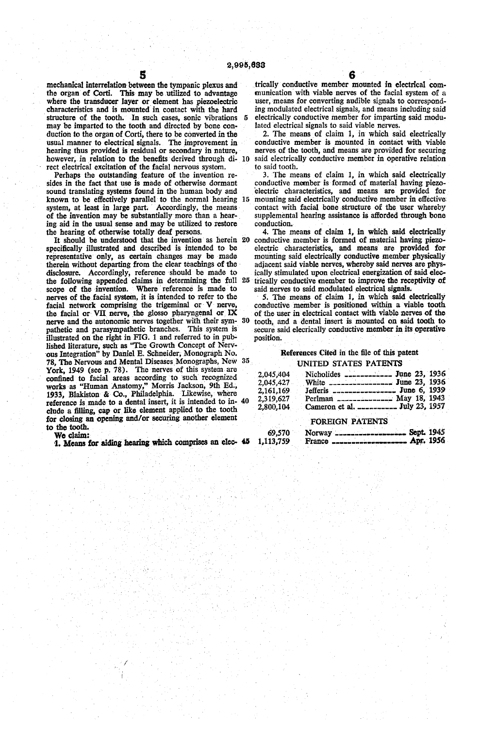mechanical interrelation between the tympanic plexus and the organ of Corti. This may be utilized to advantage where the transducer layer or element has piezoelectric characteristics and is mounted in contact with the hard structure of the tooth. In such cases, sonic vibrations may be imparted to the tooth and directed by bone conduction to the organ of Corti, there to be converted in the usual manner to electrical signals. The improvement in hearing thus provided is residual or secondary in nature, however, in relation to the benefits derived through direct electrical excitation of the facial nervous system.

Perhaps the outstanding feature of the invention resides in the fact that use is made of otherwise dormant sound translating systems found in the human body and known to be effectively parallel to the normal hearing system, at least in large part. Accordingly, the means of the invention may be substantially more than a hearing aid in the usual sense and may be utilized to restore the hearing of otherwise totally deaf persons.

It should be understood that the invention as herein specifically illustrated and described is intended to be representative only, as certain changes may be made therein without departing from the clear teachings of the disclosure. Accordingly, reference should be made to the following appended claims in determining the full scope of the invention. Where reference is made to nerves of the facial system, it is intended to refer to the facial network comprising the trigeminal or V nerve, the facial or VII nerve, the glosso pharyngeal or IX nerve and the autonomic nerves together with their sympathetic and parasympathetic branches. This system is illustrated on the right in FIG. 1 and referred to in published literature, such as "The Growth Concept of Nervous Integration" by Daniel E. Schneider, Monograph No. 78, The Nervous and Mental Diseases Monographs, New York, 1949 (see p. 78). The nerves of this system are confined to facial areas according to such recognized works as "Human Anatomy," Morris Jackson, 9th Ed., 1933, Blakiston & Co., Philadelphia. Likewise, where reference is made to a dental insert, it is intended to include a filling, cap or like element applied to the tooth for closing an opening and/or securing another element to the tooth.

We claim:

**1. Means for aiding hearing which comprises an electrically conductive member mounted in electrical communication with viable nerves of the facial system of a user, means for converting audible signals to corresponding modulated electrical signals, and means including said electrically conductive member for imparting said modulated electrical signals to said viable nerves.**

2. The means of claim 1, in which said electrically conductive member is mounted in contact with viable nerves of the tooth, and means are provided for securing said electrically conductive member in operative relation to said tooth.

3. The means of claim 1, in which said electrically conductive member is formed of material having piezoelectric characteristics, and means are provided for mounting said electrically conductive member in effective contact with facial bone structure of the user whereby supplemental hearing assistance is afforded through bone conduction.

4. The means of claim 1, in which said electrically conductive member is formed of material having piezoelectric characteristics, and means are provided for mounting said electrically conductive member physically adjacent said viable nerves, whereby said nerves are physically stimulated upon electrical energization of said electrically conductive member to improve the receptivity of said nerves to said modulated electrical signals.

5. The means of claim 1, in which said electrically conductive member is positioned within a viable tooth of the user in electrical contact with viable nerves of the tooth, and a dental insert is mounted on said tooth to secure said electrically conductive member in its operative position.

## References Cited in the file of this patent

### UNITED STATES PATENTS

| | | |
|---|---|---|
| 2,045,404 | Nicholides | June 23, 1936 |
| 2,045,427 | White | June 23, 1936 |
| 2,161,169 | Jefferis | June 6, 1939 |
| 2,319,627 | Perlman | May 18, 1943 |
| 2,800,104 | Cameron et al. | July 23, 1957 |

### FOREIGN PATENTS

| | | |
|---|---|---|
| 69,570 | Norway | Sept. 1945 |
| 1,113,759 | France | Apr. 1956 |